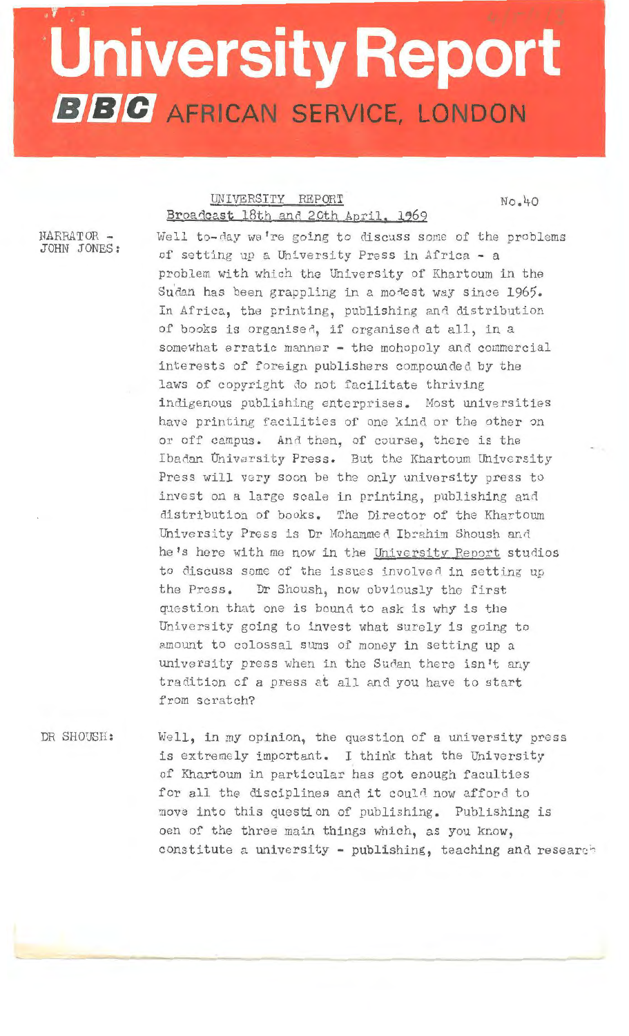# University Report

**BBC** AFRICAN SERVICE, LONDON

UNIVERSITY REPORT

No.40

Broadcast 18th and 20th April, 1969

NARRATOR - JOHN JONES: Well to-day we're going to discuss some of the problems of setting up a University Press in Africa - a problem with which the University of Khartoum in the Sudan has been grappling in a modest way since 1965. In Africa, the printing, publishing and distribution of books is organised, if organised at all, in a somewhat erratic manner - the monopoly and commercial interests of foreign publishers compounded by the laws of copyright do not facilitate thriving indigenous publishing enterprises. Most universities have printing facilities of one kind or the other on or off campus. And then, of course, there is the Ibadan University Press. But the Khartoum University Press will very soon be the only university press to invest on a large scale in printing, publishing and distribution of books. The Director of the Khartoum University Press is Dr Mohammed Ibrahim Shoush and he's here with me now in the University Report studios to discuss some of the issues involved in setting up the Press. Dr Shoush, now obviously the first question that one is bound to ask is why is the University going to invest what surely is going to amount to colossal sums of money in setting up a university press when in the Sudan there isn't any tradition of a press at all and you have to start from scratch?

DR SHOUSH: Well, in my opinion, the question of a university press is extremely important. I think that the University of Khartoum in particular has got enough faculties for all the disciplines and it could now afford to move into this question of publishing. Publishing is oen of the three main things which, as you know, constitute a university - publishing, teaching and research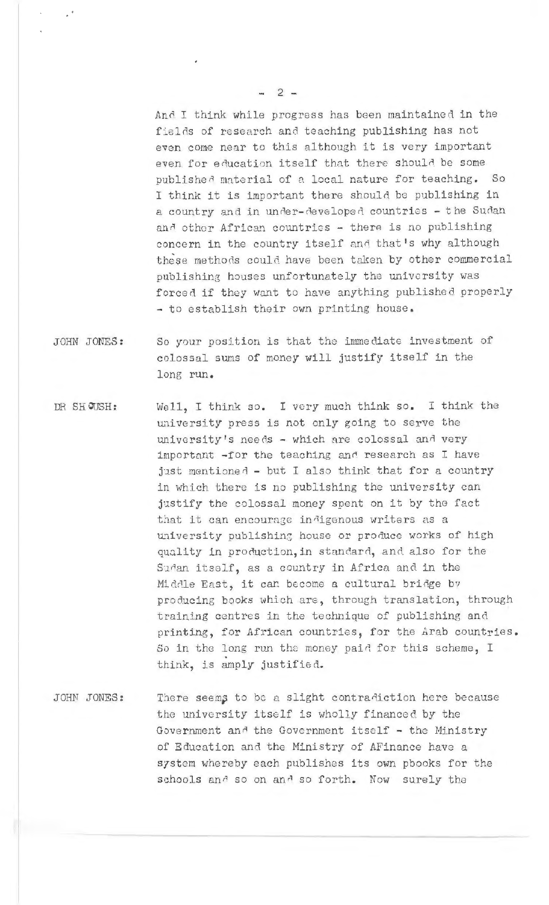And I think while progress has been maintained in the fields of research and teaching publishing has not even come near to this although it is very important even for education itself that there should be some published material of a local nature for teaching. So I think it is important there should be publishing in a country and in under-developed countries - the Sudan and other African countries - there is no publishing concern in the country itself and that's why although these methods could have been taken by other commercial publishing houses unfortunately the university was forced if they want to have anything published properly - to establish their own printing house.

JOHN JONES: So your position is that the immediate investment of colossal sums of money will justify itself in the long run.

DR SHOUSH: Well, I think so. I very much think so. I think the university press is not only going to serve the university's needs - which are colossal and very important -for the teaching and research as I have just mentioned - but I also think that for a country in which there is no publishing the university can justify the colossal money spent on it by the fact that it can encourage indigenous writers as a university publishing house or produce works of high quality in production,in standard, and also for the Sudan itself, as a country in Africa and in the Middle East, it can become a cultural bridge by producing books which are, through translation, through training centres in the technique of publishing and printing, for African countries, for the Arab countries. So in the long run the money paid for this scheme, I think, is amply justified.

JOHN JONES: There seems to be a slight contradiction here because the university itself is wholly financed by the Government and the Government itself - the Ministry of Education and the Ministry of AFinance have a system whereby each publishes its own pbooks for the schools and so on and so forth. Now surely the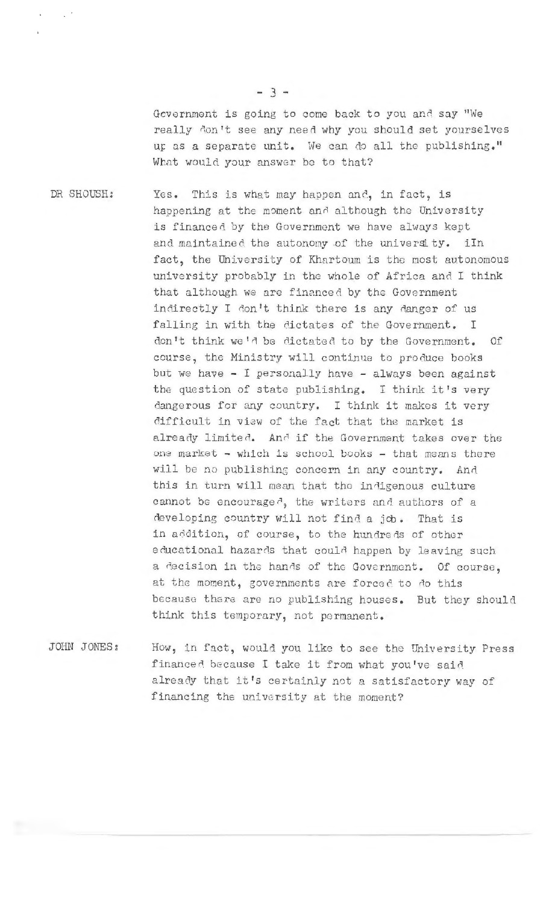Government is going to come back to you and say "We really don't see any need why you should set yourselves up as a separate unit. We can do all the publishing." What would your answer be to that?

**DR SHOUSH:** Yes. This is what may happen and, in fact, is happening at the moment and although the University is financed by the Government we have always kept and maintained the autonomy of the university. iIn fact, the University of Khartoum is the most autonomous university probably in the whole of Africa and I think that although we are financed by the Government indirectly I don't think there is any danger of us falling in with the dictates of the Government. I don't think we'd be dictated to by the Government. Of course, the Ministry will continue to produce books but we have - I personally have - always been against the question of state publishing. I think it's very dangerous for any country. I think it makes it very difficult in view of the fact that the market is already limited. And if the Government takes over the one market - which is school books - that means there will be no publishing concern in any country. And this in turn will mean that the indigenous culture cannot be encouraged, the writers and authors of a developing country will not find a job. That is in addition, of course, to the hundreds of other educational hazards that could happen by leaving such a decision in the hands of the Government. Of course, at the moment, governments are forced to do this because there are no publishing houses. But they should think this temporary, not permanent.

**JOHN JONES:** How, in fact, would you like to see the University Press financed because I take it from what you've said already that it's certainly not a satisfactory way of financing the university at the moment?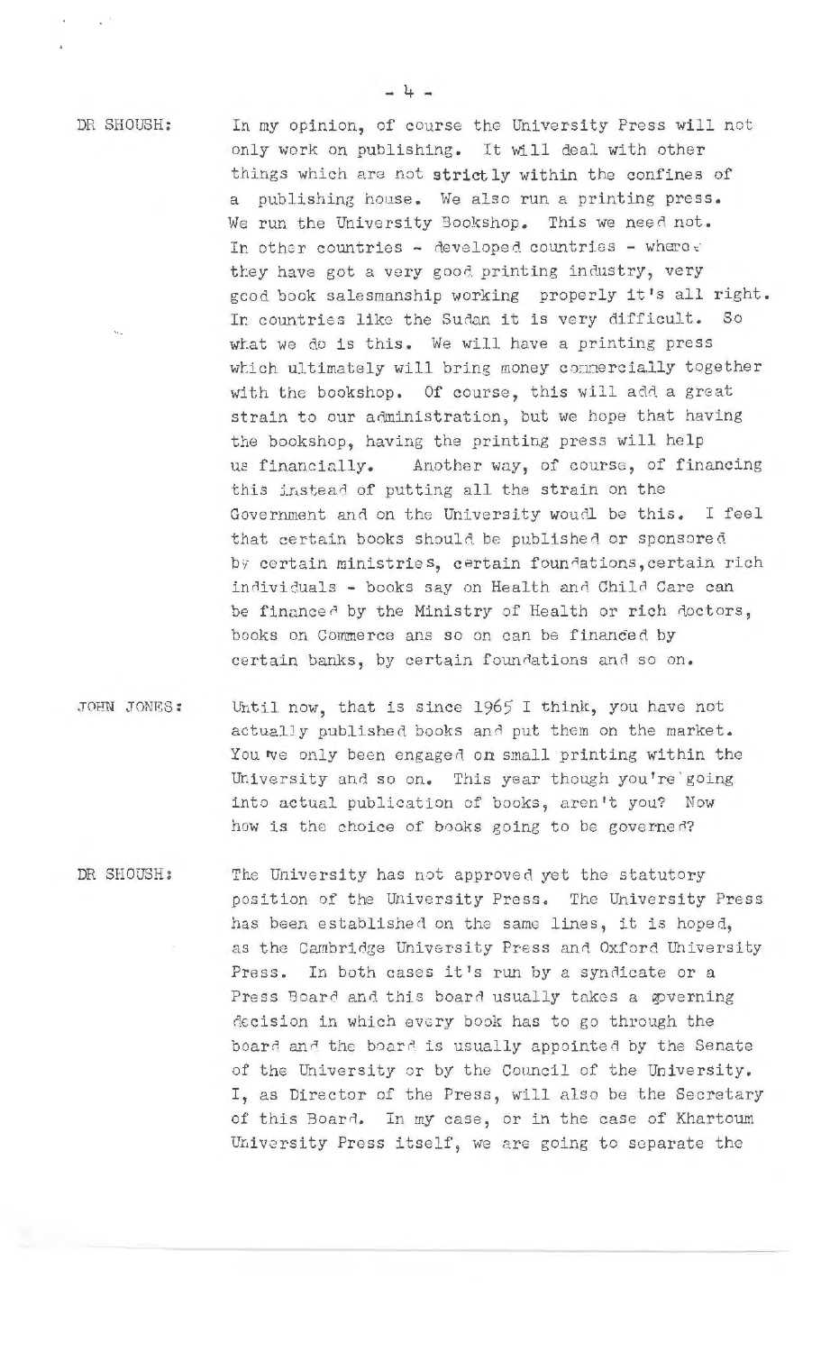**DR SHOUSH:** In my opinion, of course the University Press will not only work on publishing. It will deal with other things which are not strictly within the confines of a publishing house. We also run a printing press. We run the University Bookshop. This we need not. In other countries - developed countries - where they have got a very good printing industry, very good book salesmanship working properly it's all right. In countries like the Sudan it is very difficult. So what we do is this. We will have a printing press which ultimately will bring money commercially together with the bookshop. Of course, this will add a great strain to our administration, but we hope that having the bookshop, having the printing press will help us financially. Another way, of course, of financing this instead of putting all the strain on the Government and on the University woudl be this. I feel that certain books should be published or sponsored by certain ministries, certain foundations, certain rich individuals - books say on Health and Child Care can be financed by the Ministry of Health or rich doctors, books on Commerce ans so on can be financed by certain banks, by certain foundations and so on.

**JOHN JONES:** Until now, that is since 1965 I think, you have not actually published books and put them on the market. You've only been engaged on small printing within the University and so on. This year though you're going into actual publication of books, aren't you? Now how is the choice of books going to be governed?

**DR SHOUSH:** The University has not approved yet the statutory position of the University Press. The University Press has been established on the same lines, it is hoped, as the Cambridge University Press and Oxford University Press. In both cases it's run by a syndicate or a Press Board and this board usually takes a governing decision in which every book has to go through the board and the board is usually appointed by the Senate of the University or by the Council of the University. I, as Director of the Press, will also be the Secretary of this Board. In my case, or in the case of Khartoum University Press itself, we are going to separate the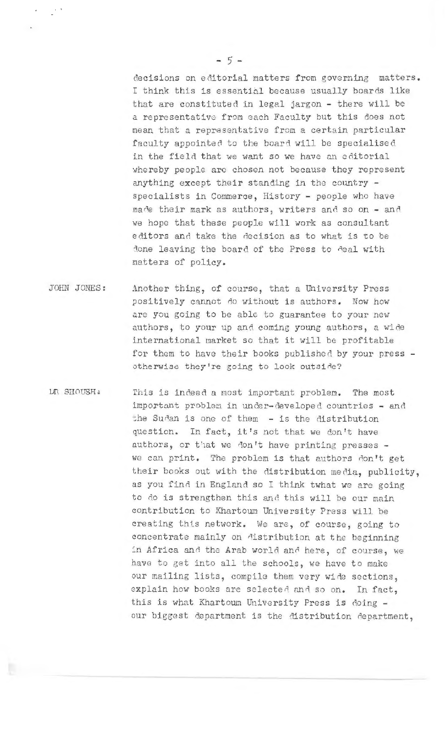decisions on editorial matters from governing matters. I think this is essential because usually boards like that are constituted in legal jargon - there will be a representative from each Faculty but this does not mean that a representative from a certain particular faculty appointed to the board will be specialised in the field that we want so we have an editorial whereby people are chosen not because they represent anything except their standing in the country - specialists in Commerce, History - people who have made their mark as authors, writers and so on - and we hope that these people will work as consultant editors and take the decision as to what is to be done leaving the board of the Press to deal with matters of policy.

JOHN JONES: Another thing, of course, that a University Press positively cannot do without is authors. Now how are you going to be able to guarantee to your new authors, to your up and coming young authors, a wide international market so that it will be profitable for them to have their books published by your press - otherwise they're going to look outside?

DR SHOUSH: This is indeed a most important problem. The most important problem in under-developed countries - and the Sudan is one of them - is the distribution question. In fact, it's not that we don't have authors, or that we don't have printing presses - we can print. The problem is that authors don't get their books out with the distribution media, publicity, as you find in England so I think twhat we are going to do is strengthen this and this will be our main contribution to Khartoum University Press will be creating this network. We are, of course, going to concentrate mainly on distribution at the beginning in Africa and the Arab world and here, of course, we have to get into all the schools, we have to make our mailing lists, compile them very wide sections, explain how books are selected and so on. In fact, this is what Khartoum University Press is doing - our biggest department is the distribution department,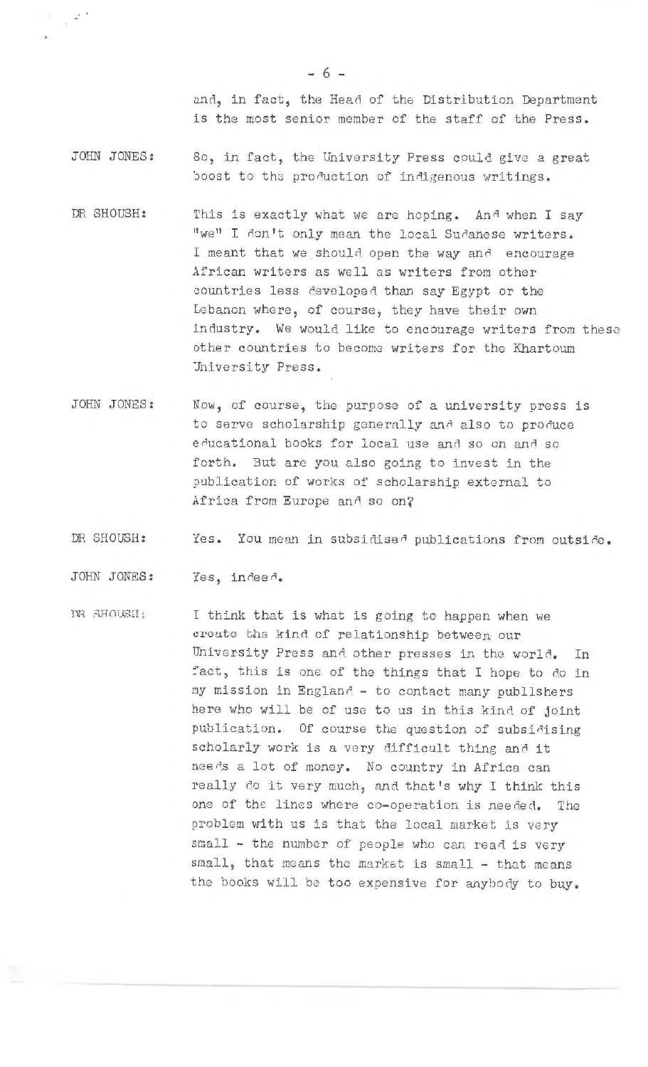and, in fact, the Head of the Distribution Department is the most senior member of the staff of the Press.

JOHN JONES: So, in fact, the University Press could give a great boost to the production of indigenous writings.

DR SHOUSH: This is exactly what we are hoping. And when I say "we" I don't only mean the local Sudanese writers. I meant that we should open the way and encourage African writers as well as writers from other countries less developed than say Egypt or the Lebanon where, of course, they have their own industry. We would like to encourage writers from these other countries to become writers for the Khartoum University Press.

JOHN JONES: Now, of course, the purpose of a university press is to serve scholarship generally and also to produce educational books for local use and so on and so forth. But are you also going to invest in the publication of works of scholarship external to Africa from Europe and so on?

DR SHOUSH: Yes. You mean in subsidised publications from outside.

JOHN JONES: Yes, indeed.

DR SHOUSH: I think that is what is going to happen when we create the kind of relationship between our University Press and other presses in the world. In fact, this is one of the things that I hope to do in my mission in England - to contact many publishers here who will be of use to us in this kind of joint publication. Of course the question of subsidising scholarly work is a very difficult thing and it needs a lot of money. No country in Africa can really do it very much, and that's why I think this one of the lines where co-operation is needed. The problem with us is that the local market is very small - the number of people who can read is very small, that means the market is small - that means the books will be too expensive for anybody to buy.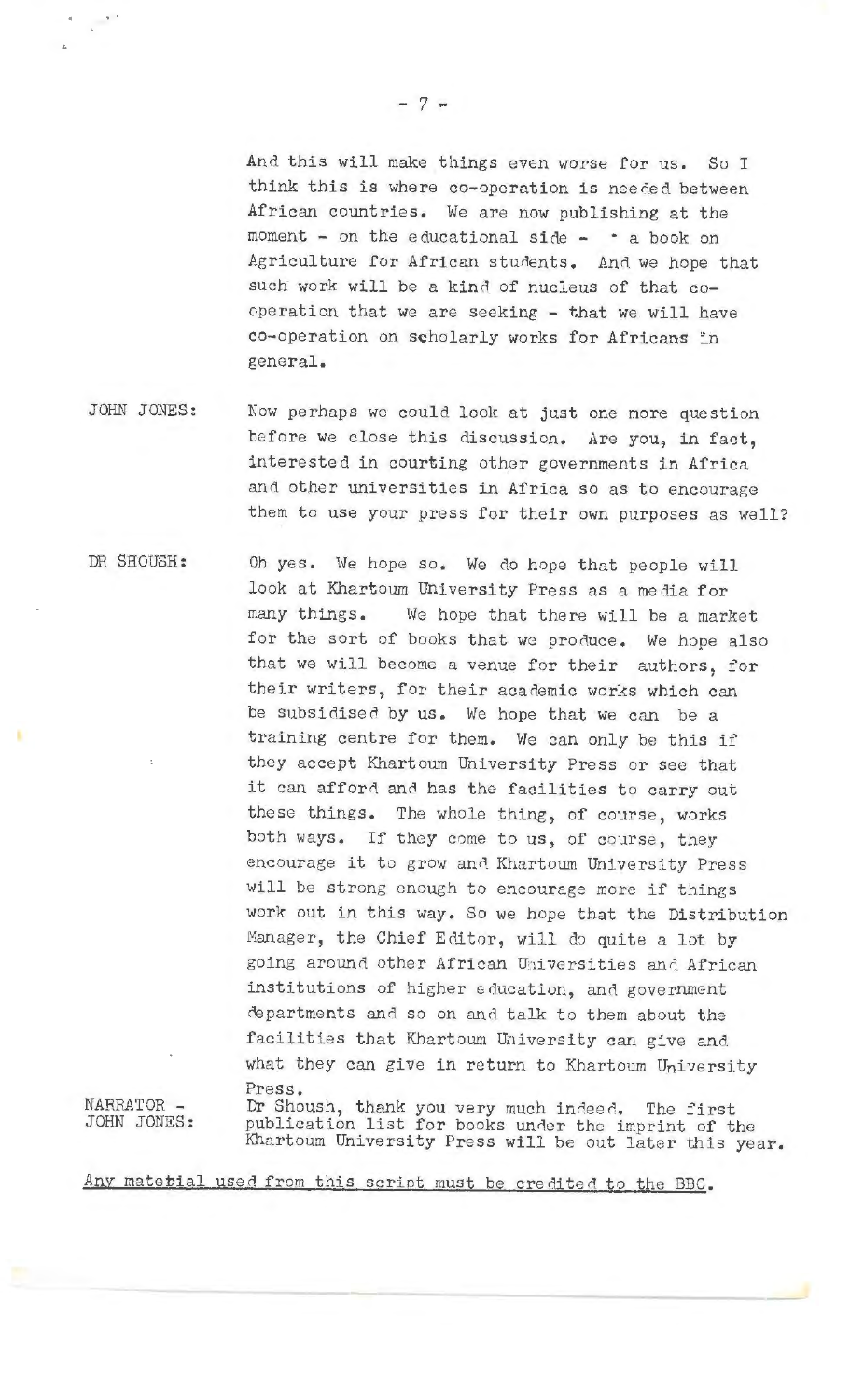And this will make things even worse for us. So I think this is where co-operation is needed between African countries. We are now publishing at the moment - on the educational side - a book on Agriculture for African students. And we hope that such work will be a kind of nucleus of that co-operation that we are seeking - that we will have co-operation on scholarly works for Africans in general.

JOHN JONES: Now perhaps we could look at just one more question before we close this discussion. Are you, in fact, interested in courting other governments in Africa and other universities in Africa so as to encourage them to use your press for their own purposes as well?

DR SHOUSH: Oh yes. We hope so. We do hope that people will look at Khartoum University Press as a media for many things. We hope that there will be a market for the sort of books that we produce. We hope also that we will become a venue for their authors, for their writers, for their academic works which can be subsidised by us. We hope that we can be a training centre for them. We can only be this if they accept Khartoum University Press or see that it can afford and has the facilities to carry out these things. The whole thing, of course, works both ways. If they come to us, of course, they encourage it to grow and Khartoum University Press will be strong enough to encourage more if things work out in this way. So we hope that the Distribution Manager, the Chief Editor, will do quite a lot by going around other African Universities and African institutions of higher education, and government departments and so on and talk to them about the facilities that Khartoum University can give and what they can give in return to Khartoum University Press.

NARRATOR - JOHN JONES: Dr Shoush, thank you very much indeed. The first publication list for books under the imprint of the Khartoum University Press will be out later this year.

Any material used from this script must be credited to the BBC.